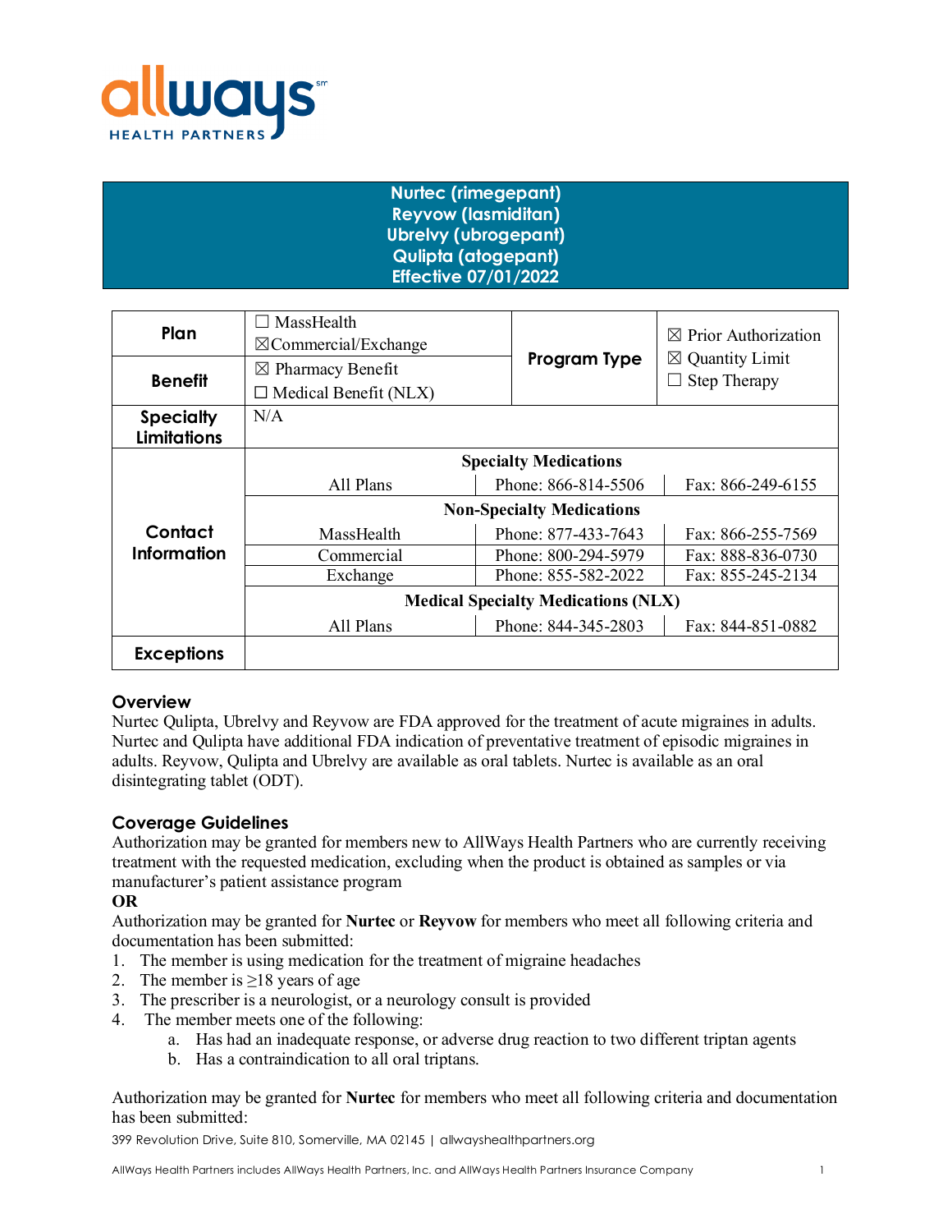# Nurtec (rimegepant)
# Reyvow (lasmiditan)
# Ubrelvy (ubrogepant)
# Qulipta (atogepant)
# Effective 07/01/2022

| **Plan** | ☐ MassHealth<br>☒Commercial/Exchange | **Program Type** | ☒ Prior Authorization<br>☒ Quantity Limit<br>☐ Step Therapy |
|---|---|---|---|
| **Benefit** | ☒ Pharmacy Benefit<br>☐ Medical Benefit (NLX) | | |
| **Specialty Limitations** | N/A | | |
| **Contact Information** | **Specialty Medications** | | |
| | All Plans | Phone: 866-814-5506 | Fax: 866-249-6155 |
| | **Non-Specialty Medications** | | |
| | MassHealth | Phone: 877-433-7643 | Fax: 866-255-7569 |
| | Commercial | Phone: 800-294-5979 | Fax: 888-836-0730 |
| | Exchange | Phone: 855-582-2022 | Fax: 855-245-2134 |
| | **Medical Specialty Medications (NLX)** | | |
| | All Plans | Phone: 844-345-2803 | Fax: 844-851-0882 |
| **Exceptions** | | | |

## Overview

Nurtec Qulipta, Ubrelvy and Reyvow are FDA approved for the treatment of acute migraines in adults. Nurtec and Qulipta have additional FDA indication of preventative treatment of episodic migraines in adults. Reyvow, Qulipta and Ubrelvy are available as oral tablets. Nurtec is available as an oral disintegrating tablet (ODT).

## Coverage Guidelines

Authorization may be granted for members new to AllWays Health Partners who are currently receiving treatment with the requested medication, excluding when the product is obtained as samples or via manufacturer's patient assistance program

**OR**

Authorization may be granted for **Nurtec** or **Reyvow** for members who meet all following criteria and documentation has been submitted:

1. The member is using medication for the treatment of migraine headaches
2. The member is ≥18 years of age
3. The prescriber is a neurologist, or a neurology consult is provided
4. The member meets one of the following:
   a. Has had an inadequate response, or adverse drug reaction to two different triptan agents
   b. Has a contraindication to all oral triptans.

Authorization may be granted for **Nurtec** for members who meet all following criteria and documentation has been submitted: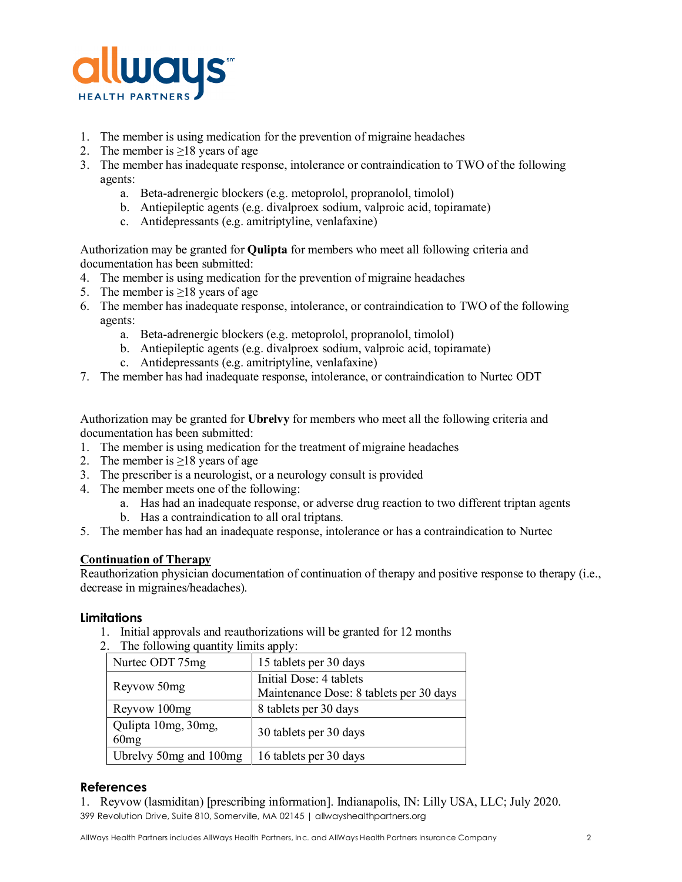1. The member is using medication for the prevention of migraine headaches
2. The member is ≥18 years of age
3. The member has inadequate response, intolerance or contraindication to TWO of the following agents:
    a. Beta-adrenergic blockers (e.g. metoprolol, propranolol, timolol)
    b. Antiepileptic agents (e.g. divalproex sodium, valproic acid, topiramate)
    c. Antidepressants (e.g. amitriptyline, venlafaxine)

Authorization may be granted for **Qulipta** for members who meet all following criteria and documentation has been submitted:

4. The member is using medication for the prevention of migraine headaches
5. The member is ≥18 years of age
6. The member has inadequate response, intolerance, or contraindication to TWO of the following agents:
    a. Beta-adrenergic blockers (e.g. metoprolol, propranolol, timolol)
    b. Antiepileptic agents (e.g. divalproex sodium, valproic acid, topiramate)
    c. Antidepressants (e.g. amitriptyline, venlafaxine)
7. The member has had inadequate response, intolerance, or contraindication to Nurtec ODT

Authorization may be granted for **Ubrelvy** for members who meet all the following criteria and documentation has been submitted:

1. The member is using medication for the treatment of migraine headaches
2. The member is ≥18 years of age
3. The prescriber is a neurologist, or a neurology consult is provided
4. The member meets one of the following:
    a. Has had an inadequate response, or adverse drug reaction to two different triptan agents
    b. Has a contraindication to all oral triptans.
5. The member has had an inadequate response, intolerance or has a contraindication to Nurtec

**Continuation of Therapy**

Reauthorization physician documentation of continuation of therapy and positive response to therapy (i.e., decrease in migraines/headaches).

### Limitations

1. Initial approvals and reauthorizations will be granted for 12 months
2. The following quantity limits apply:

| Drug | Quantity Limit |
|---|---|
| Nurtec ODT 75mg | 15 tablets per 30 days |
| Reyvow 50mg | Initial Dose: 4 tablets<br>Maintenance Dose: 8 tablets per 30 days |
| Reyvow 100mg | 8 tablets per 30 days |
| Qulipta 10mg, 30mg, 60mg | 30 tablets per 30 days |
| Ubrelvy 50mg and 100mg | 16 tablets per 30 days |

### References

1. Reyvow (lasmiditan) [prescribing information]. Indianapolis, IN: Lilly USA, LLC; July 2020.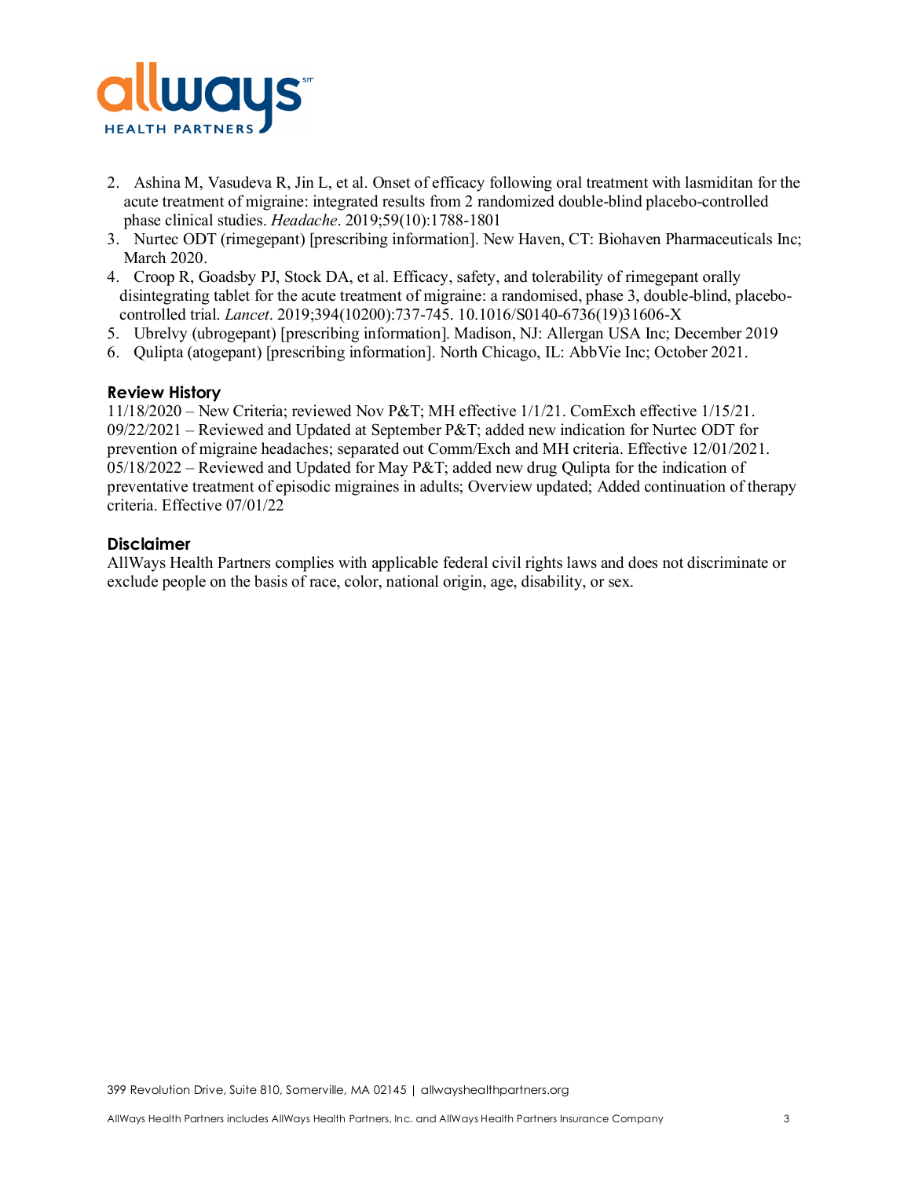2. Ashina M, Vasudeva R, Jin L, et al. Onset of efficacy following oral treatment with lasmiditan for the acute treatment of migraine: integrated results from 2 randomized double-blind placebo-controlled phase clinical studies. *Headache*. 2019;59(10):1788-1801
3. Nurtec ODT (rimegepant) [prescribing information]. New Haven, CT: Biohaven Pharmaceuticals Inc; March 2020.
4. Croop R, Goadsby PJ, Stock DA, et al. Efficacy, safety, and tolerability of rimegepant orally disintegrating tablet for the acute treatment of migraine: a randomised, phase 3, double-blind, placebo-controlled trial. *Lancet*. 2019;394(10200):737-745. 10.1016/S0140-6736(19)31606-X
5. Ubrelvy (ubrogepant) [prescribing information]. Madison, NJ: Allergan USA Inc; December 2019
6. Qulipta (atogepant) [prescribing information]. North Chicago, IL: AbbVie Inc; October 2021.

## Review History

11/18/2020 – New Criteria; reviewed Nov P&T; MH effective 1/1/21. ComExch effective 1/15/21.
09/22/2021 – Reviewed and Updated at September P&T; added new indication for Nurtec ODT for prevention of migraine headaches; separated out Comm/Exch and MH criteria. Effective 12/01/2021.
05/18/2022 – Reviewed and Updated for May P&T; added new drug Qulipta for the indication of preventative treatment of episodic migraines in adults; Overview updated; Added continuation of therapy criteria. Effective 07/01/22

## Disclaimer

AllWays Health Partners complies with applicable federal civil rights laws and does not discriminate or exclude people on the basis of race, color, national origin, age, disability, or sex.

399 Revolution Drive, Suite 810, Somerville, MA 02145 | allwayshealthpartners.org

AllWays Health Partners includes AllWays Health Partners, Inc. and AllWays Health Partners Insurance Company